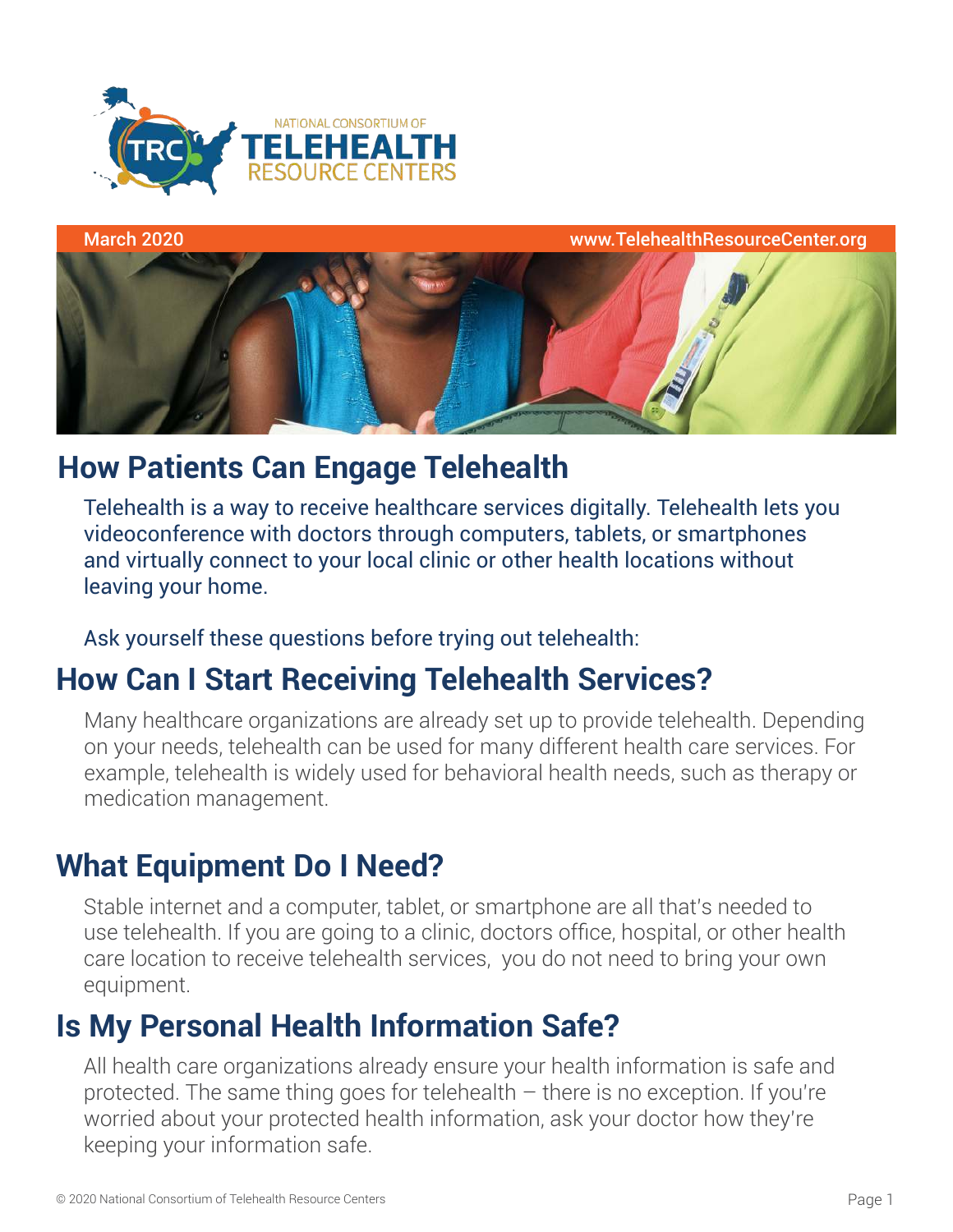NATIONAL CONSORTIUM OF TELEHEALTH RESOURCE CENTERS

March 2020 www.TelehealthResourceCenter.org

# How Patients Can Engage Telehealth

Telehealth is a way to receive healthcare services digitally. Telehealth lets you videoconference with doctors through computers, tablets, or smartphones and virtually connect to your local clinic or other health locations without leaving your home.

Ask yourself these questions before trying out telehealth:

## How Can I Start Receiving Telehealth Services?

Many healthcare organizations are already set up to provide telehealth. Depending on your needs, telehealth can be used for many different health care services. For example, telehealth is widely used for behavioral health needs, such as therapy or medication management.

## What Equipment Do I Need?

Stable internet and a computer, tablet, or smartphone are all that's needed to use telehealth. If you are going to a clinic, doctors office, hospital, or other health care location to receive telehealth services, you do not need to bring your own equipment.

## Is My Personal Health Information Safe?

All health care organizations already ensure your health information is safe and protected. The same thing goes for telehealth – there is no exception. If you're worried about your protected health information, ask your doctor how they're keeping your information safe.

© 2020 National Consortium of Telehealth Resource Centers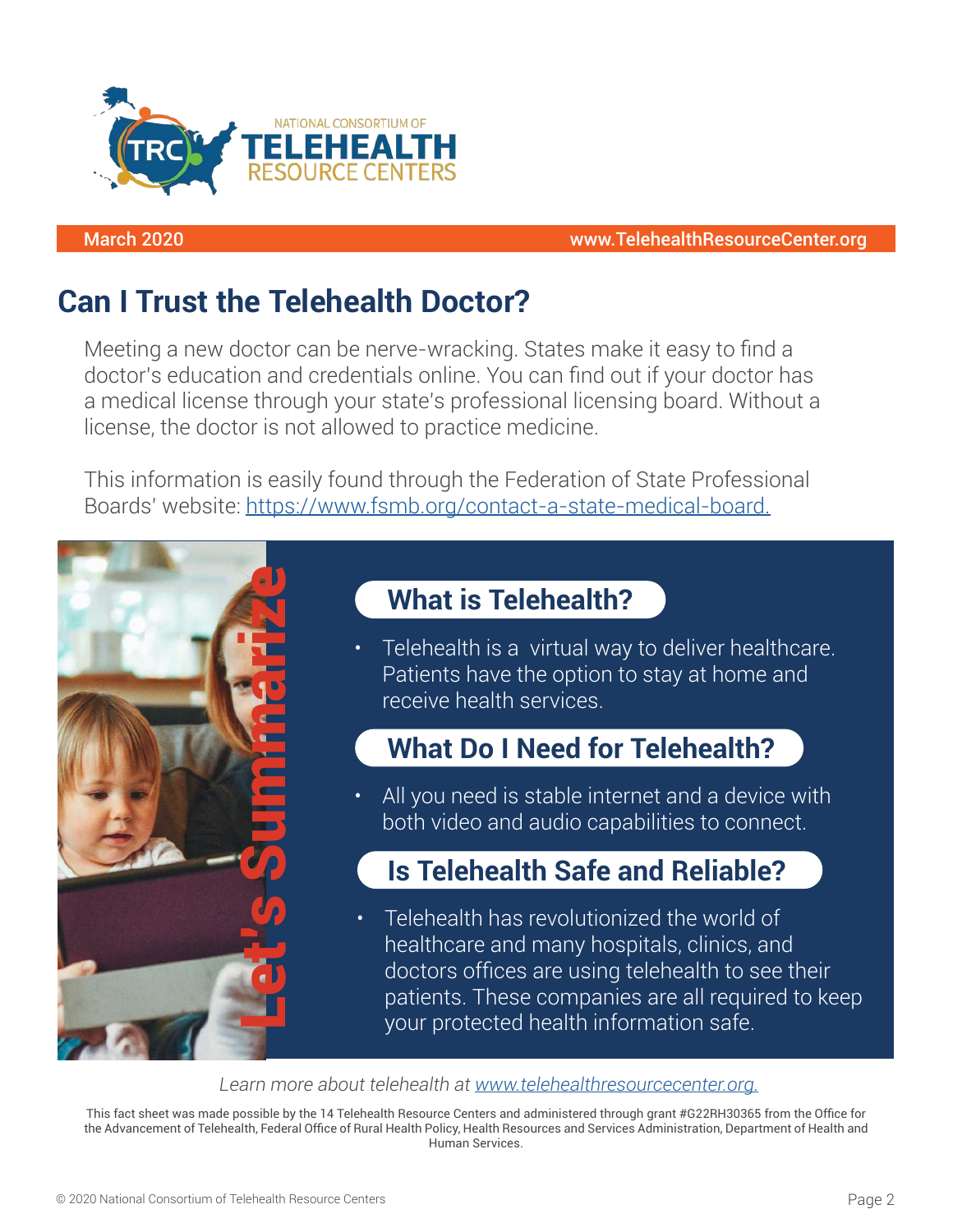## Can I Trust the Telehealth Doctor?

Meeting a new doctor can be nerve-wracking. States make it easy to find a doctor's education and credentials online. You can find out if your doctor has a medical license through your state's professional licensing board. Without a license, the doctor is not allowed to practice medicine.

This information is easily found through the Federation of State Professional Boards' website: https://www.fsmb.org/contact-a-state-medical-board.

## Let's Summarize

### What is Telehealth?

- Telehealth is a virtual way to deliver healthcare. Patients have the option to stay at home and receive health services.

### What Do I Need for Telehealth?

- All you need is stable internet and a device with both video and audio capabilities to connect.

### Is Telehealth Safe and Reliable?

- Telehealth has revolutionized the world of healthcare and many hospitals, clinics, and doctors offices are using telehealth to see their patients. These companies are all required to keep your protected health information safe.

*Learn more about telehealth at www.telehealthresourcecenter.org.*

This fact sheet was made possible by the 14 Telehealth Resource Centers and administered through grant #G22RH30365 from the Office for the Advancement of Telehealth, Federal Office of Rural Health Policy, Health Resources and Services Administration, Department of Health and Human Services.